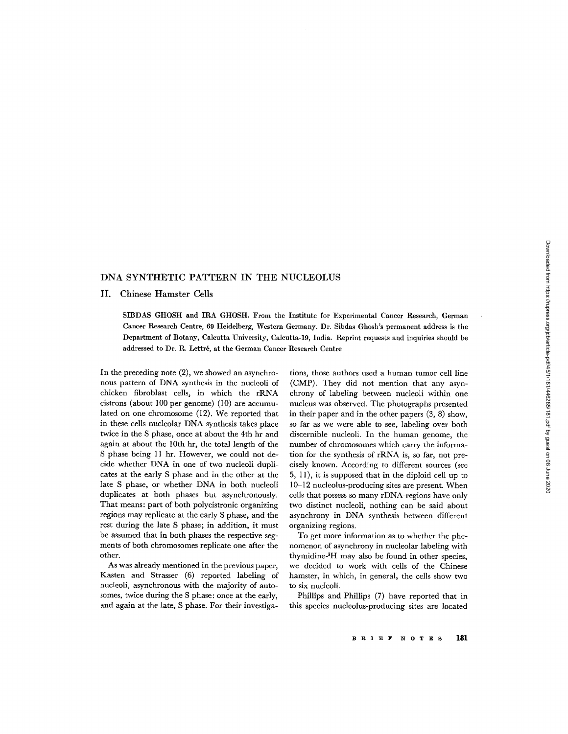# DNA SYNTHETIC PATTERN IN THE NUCLEOLUS

## II. Chinese Hamster Cells

SIBDAS GHOSH and IRA GHOSH. From the Institute for Experimental Cancer Research, German Cancer Research Centre, 69 Heidelberg, Western Germany. Dr. Sibdas Ghosh's permanent address is the Department of Botany, Calcutta University, Calcutta-19, India. Reprint requests and inquiries should be addressed to Dr. R. Lettré, at the German Cancer Research Centre

In the preceding note (2), we showed an asynchronous pattern of DNA synthesis in the nucleoli of chicken fibroblast cells, in which the rRNA cistrons (about 100 per genome) (10) are accumulated on one chromosome (12). We reported that in these cells nucleolar DNA synthesis takes place twice in the S phase, once at about the 4th hr and again at about the 10th hr, the total length of the S phase being 11 hr. However, we could not decide whether DNA in one of two nucleoli duplicates at the early S phase and in the other at the late S phase, or whether DNA in both nucleoli duplicates at both phases but asynchronously. That means: part of both polycistronic organizing regions may replicate at the early S phase, and the rest during the late S phase; in addition, it must be assumed that in both phases the respective segments of both chromosomes replicate one after the other.

As was already mentioned in the previous paper, Kasten and Strasser (6) reported labeling of nucleoli, asynchronous with the majority of autosomes, twice during the S phase: once at the early, and again at the late, S phase. For their investigations, those authors used a human tumor cell line (CMP). They did not mention that any asynchrony of labeling between nucleoli within one nucleus was observed. The photographs presented in their paper and in the other papers (3, 8) show, so far as we were able to see, labeling over both discernible nucleoli. In the human genome, the number of chromosomes which carry the information for the synthesis of rRNA is, so far, not precisely known. According to different sources (see 5, 11), it is supposed that in the diploid cell up to 10–12 nucleolus-producing sites are present. When cells that possess so many rDNA-regions have only two distinct nucleoli, nothing can be said about asynchrony in DNA synthesis between different organizing regions.

To get more information as to whether the phenomenon of asynchrony in nucleolar labeling with thymidine-$^3$H may also be found in other species, we decided to work with cells of the Chinese hamster, in which, in general, the cells show two to six nucleoli.

Phillips and Phillips (7) have reported that in this species nucleolus-producing sites are located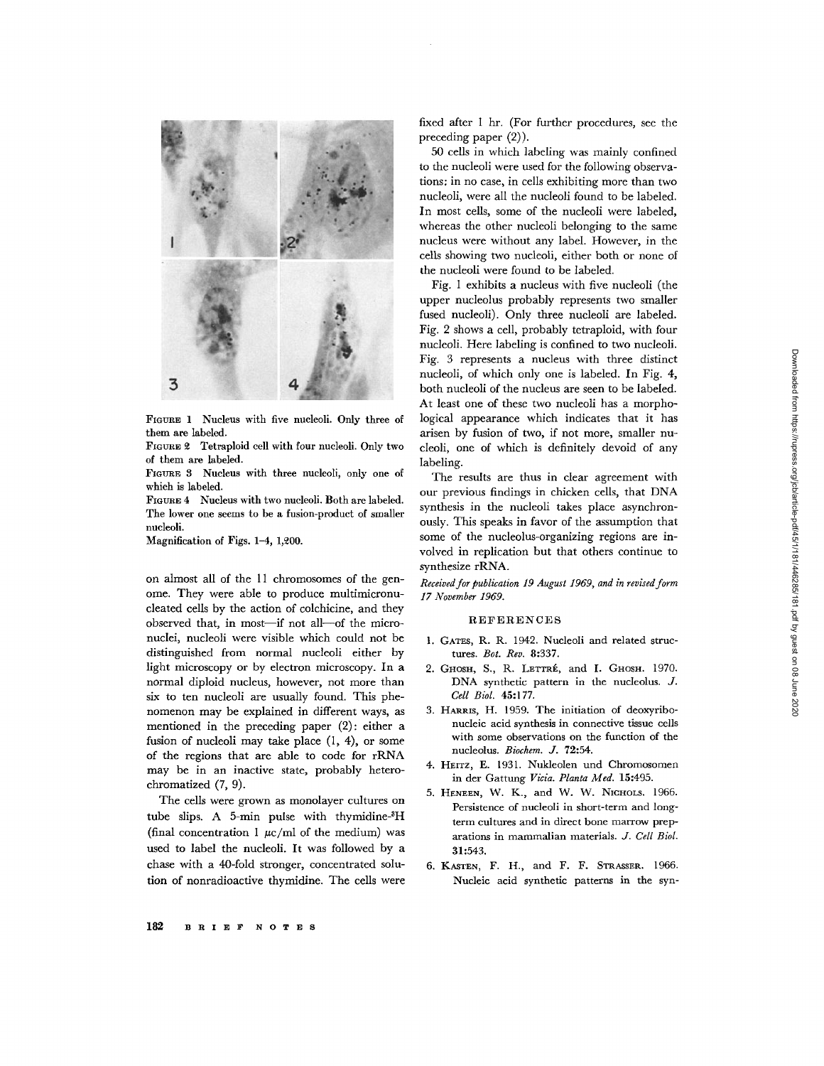FIGURE 1 Nucleus with five nucleoli. Only three of them are labeled.

FIGURE 2 Tetraploid cell with four nucleoli. Only two of them are labeled.

FIGURE 3 Nucleus with three nucleoli, only one of which is labeled.

FIGURE 4 Nucleus with two nucleoli. Both are labeled. The lower one seems to be a fusion-product of smaller nucleoli.

Magnification of Figs. 1–4, 1,200.

on almost all of the 11 chromosomes of the genome. They were able to produce multimicronucleated cells by the action of colchicine, and they observed that, in most—if not all—of the micronuclei, nucleoli were visible which could not be distinguished from normal nucleoli either by light microscopy or by electron microscopy. In a normal diploid nucleus, however, not more than six to ten nucleoli are usually found. This phenomenon may be explained in different ways, as mentioned in the preceding paper (2): either a fusion of nucleoli may take place (1, 4), or some of the regions that are able to code for rRNA may be in an inactive state, probably heterochromatized (7, 9).

The cells were grown as monolayer cultures on tube slips. A 5-min pulse with thymidine-$^3$H (final concentration 1 $\mu$c/ml of the medium) was used to label the nucleoli. It was followed by a chase with a 40-fold stronger, concentrated solution of nonradioactive thymidine. The cells were fixed after 1 hr. (For further procedures, see the preceding paper (2)).

50 cells in which labeling was mainly confined to the nucleoli were used for the following observations: in no case, in cells exhibiting more than two nucleoli, were all the nucleoli found to be labeled. In most cells, some of the nucleoli were labeled, whereas the other nucleoli belonging to the same nucleus were without any label. However, in the cells showing two nucleoli, either both or none of the nucleoli were found to be labeled.

Fig. 1 exhibits a nucleus with five nucleoli (the upper nucleolus probably represents two smaller fused nucleoli). Only three nucleoli are labeled. Fig. 2 shows a cell, probably tetraploid, with four nucleoli. Here labeling is confined to two nucleoli. Fig. 3 represents a nucleus with three distinct nucleoli, of which only one is labeled. In Fig. 4, both nucleoli of the nucleus are seen to be labeled. At least one of these two nucleoli has a morphological appearance which indicates that it has arisen by fusion of two, if not more, smaller nucleoli, one of which is definitely devoid of any labeling.

The results are thus in clear agreement with our previous findings in chicken cells, that DNA synthesis in the nucleoli takes place asynchronously. This speaks in favor of the assumption that some of the nucleolus-organizing regions are involved in replication but that others continue to synthesize rRNA.

*Received for publication 19 August 1969, and in revised form 17 November 1969.*

## REFERENCES

1. GATES, R. R. 1942. Nucleoli and related structures. *Bot. Rev.* **8**:337.
2. GHOSH, S., R. LETTRÉ, and I. GHOSH. 1970. DNA synthetic pattern in the nucleolus. *J. Cell Biol.* **45**:177.
3. HARRIS, H. 1959. The initiation of deoxyribonucleic acid synthesis in connective tissue cells with some observations on the function of the nucleolus. *Biochem. J.* **72**:54.
4. HEITZ, E. 1931. Nukleolen und Chromosomen in der Gattung *Vicia*. *Planta Med.* **15**:495.
5. HENEEN, W. K., and W. W. NICHOLS. 1966. Persistence of nucleoli in short-term and long-term cultures and in direct bone marrow preparations in mammalian materials. *J. Cell Biol.* **31**:543.
6. KASTEN, F. H., and F. F. STRASSER. 1966. Nucleic acid synthetic patterns in the syn-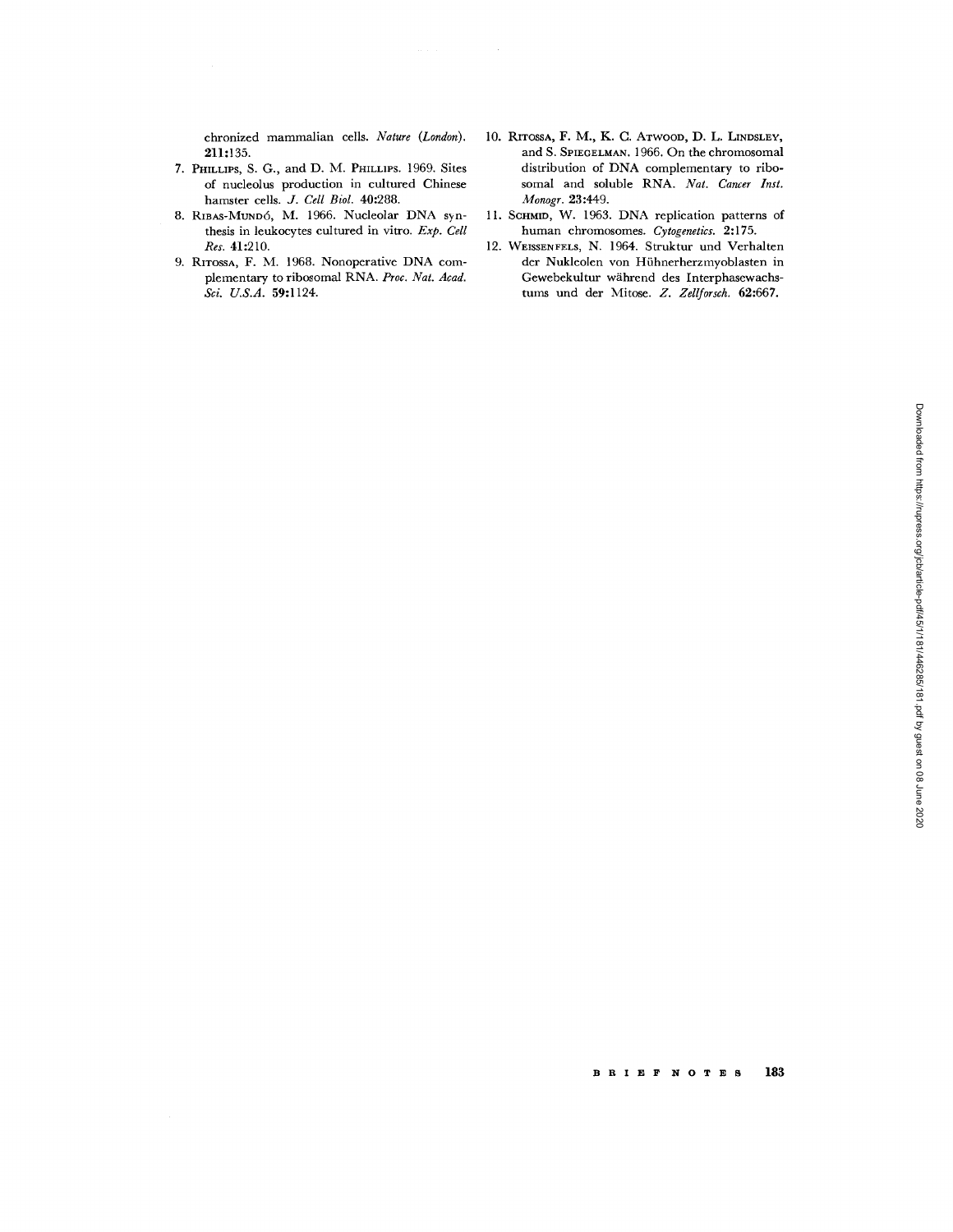chronized mammalian cells. *Nature (London).* **211:**135.

7. Phillips, S. G., and D. M. Phillips. 1969. Sites of nucleolus production in cultured Chinese hamster cells. *J. Cell Biol.* **40:**288.
8. Ribas-Mundó, M. 1966. Nucleolar DNA synthesis in leukocytes cultured in vitro. *Exp. Cell Res.* **41:**210.
9. Ritossa, F. M. 1968. Nonoperative DNA complementary to ribosomal RNA. *Proc. Nat. Acad. Sci. U.S.A.* **59:**1124.
10. Ritossa, F. M., K. C. Atwood, D. L. Lindsley, and S. Spiegelman. 1966. On the chromosomal distribution of DNA complementary to ribosomal and soluble RNA. *Nat. Cancer Inst. Monogr.* **23:**449.
11. Schmid, W. 1963. DNA replication patterns of human chromosomes. *Cytogenetics.* **2:**175.
12. Weissenfels, N. 1964. Struktur und Verhalten der Nukleolen von Hühnerherzmyoblasten in Gewebekultur während des Interphasewachstums und der Mitose. *Z. Zellforsch.* **62:**667.